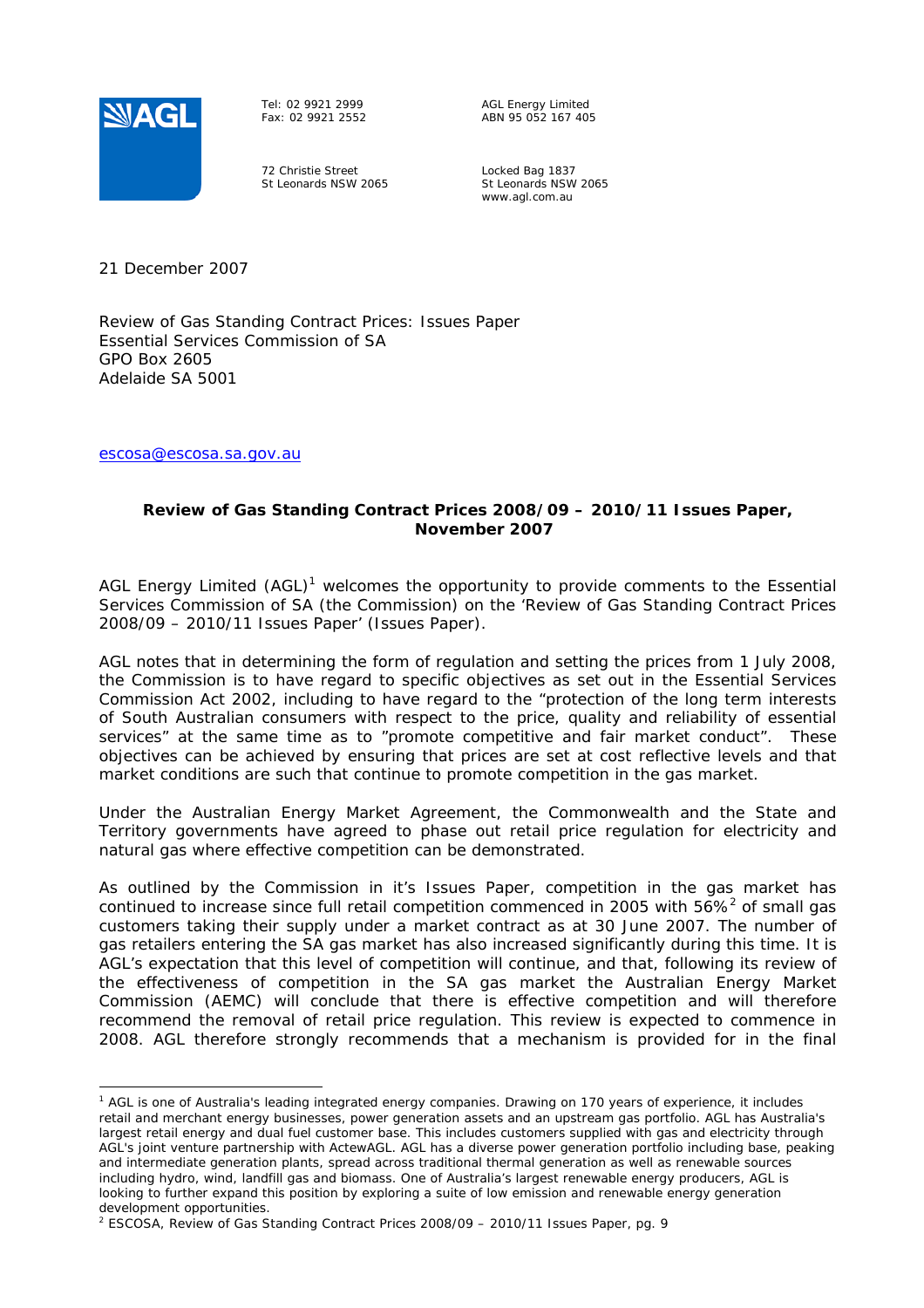AGL

Tel: 02 9921 2999
Fax: 02 9921 2552

72 Christie Street
St Leonards NSW 2065

AGL Energy Limited
ABN 95 052 167 405

Locked Bag 1837
St Leonards NSW 2065
www.agl.com.au

21 December 2007

Review of Gas Standing Contract Prices: Issues Paper
Essential Services Commission of SA
GPO Box 2605
Adelaide SA 5001

escosa@escosa.sa.gov.au

**Review of Gas Standing Contract Prices 2008/09 – 2010/11 Issues Paper, November 2007**

AGL Energy Limited (AGL)[1] welcomes the opportunity to provide comments to the Essential Services Commission of SA (the Commission) on the 'Review of Gas Standing Contract Prices 2008/09 – 2010/11 Issues Paper' (Issues Paper).

AGL notes that in determining the form of regulation and setting the prices from 1 July 2008, the Commission is to have regard to specific objectives as set out in the Essential Services Commission Act 2002, including to have regard to the "protection of the long term interests of South Australian consumers with respect to the price, quality and reliability of essential services" at the same time as to "promote competitive and fair market conduct". These objectives can be achieved by ensuring that prices are set at cost reflective levels and that market conditions are such that continue to promote competition in the gas market.

Under the Australian Energy Market Agreement, the Commonwealth and the State and Territory governments have agreed to phase out retail price regulation for electricity and natural gas where effective competition can be demonstrated.

As outlined by the Commission in it's Issues Paper, competition in the gas market has continued to increase since full retail competition commenced in 2005 with 56%[2] of small gas customers taking their supply under a market contract as at 30 June 2007. The number of gas retailers entering the SA gas market has also increased significantly during this time. It is AGL's expectation that this level of competition will continue, and that, following its review of the effectiveness of competition in the SA gas market the Australian Energy Market Commission (AEMC) will conclude that there is effective competition and will therefore recommend the removal of retail price regulation. This review is expected to commence in 2008. AGL therefore strongly recommends that a mechanism is provided for in the final

---

[1] AGL is one of Australia's leading integrated energy companies. Drawing on 170 years of experience, it includes retail and merchant energy businesses, power generation assets and an upstream gas portfolio. AGL has Australia's largest retail energy and dual fuel customer base. This includes customers supplied with gas and electricity through AGL's joint venture partnership with ActewAGL. AGL has a diverse power generation portfolio including base, peaking and intermediate generation plants, spread across traditional thermal generation as well as renewable sources including hydro, wind, landfill gas and biomass. One of Australia's largest renewable energy producers, AGL is looking to further expand this position by exploring a suite of low emission and renewable energy generation development opportunities.

[2] ESCOSA, Review of Gas Standing Contract Prices 2008/09 – 2010/11 Issues Paper, pg. 9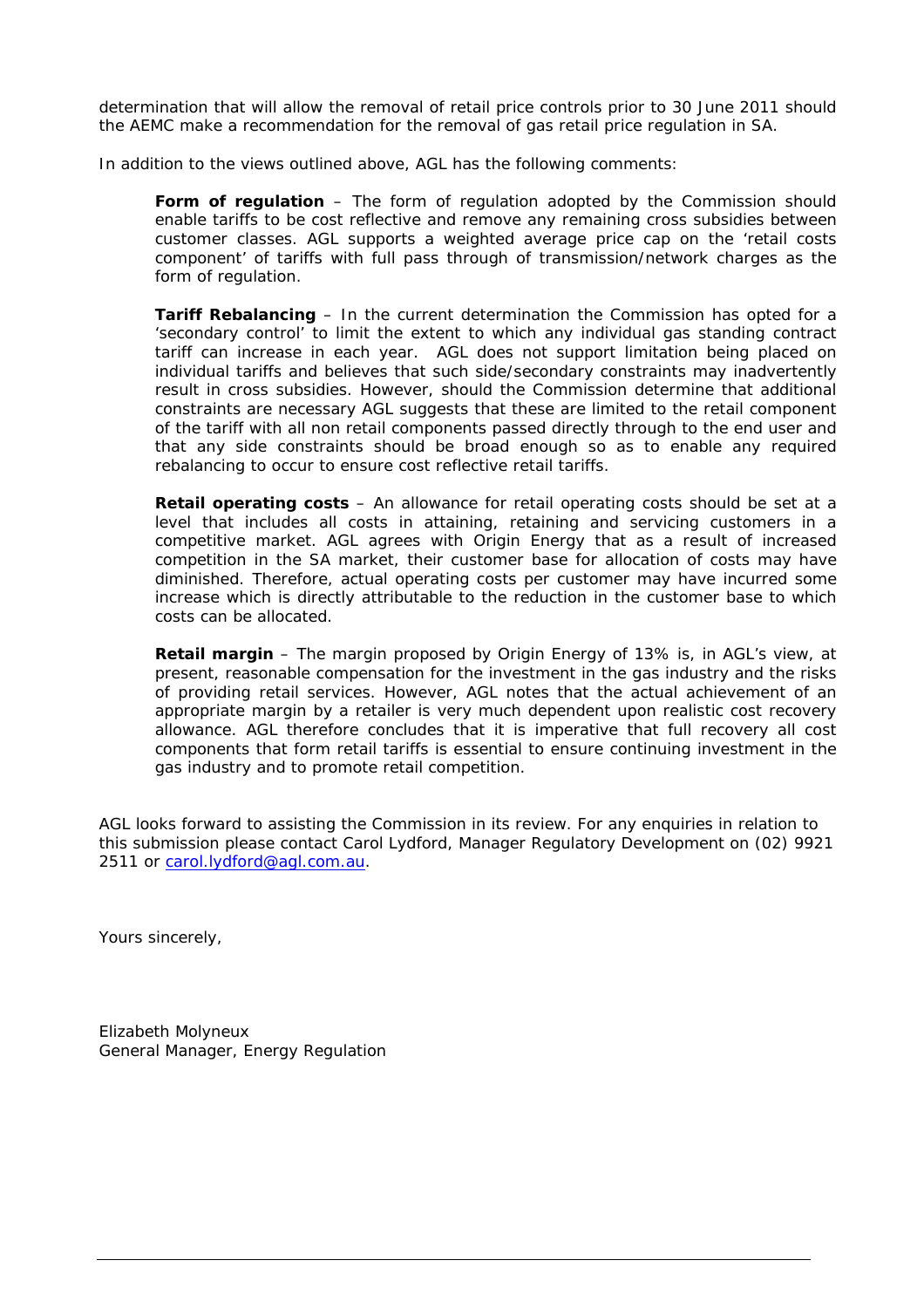determination that will allow the removal of retail price controls prior to 30 June 2011 should the AEMC make a recommendation for the removal of gas retail price regulation in SA.

In addition to the views outlined above, AGL has the following comments:

**Form of regulation** – The form of regulation adopted by the Commission should enable tariffs to be cost reflective and remove any remaining cross subsidies between customer classes. AGL supports a weighted average price cap on the 'retail costs component' of tariffs with full pass through of transmission/network charges as the form of regulation.

**Tariff Rebalancing** – In the current determination the Commission has opted for a 'secondary control' to limit the extent to which any individual gas standing contract tariff can increase in each year. AGL does not support limitation being placed on individual tariffs and believes that such side/secondary constraints may inadvertently result in cross subsidies. However, should the Commission determine that additional constraints are necessary AGL suggests that these are limited to the retail component of the tariff with all non retail components passed directly through to the end user and that any side constraints should be broad enough so as to enable any required rebalancing to occur to ensure cost reflective retail tariffs.

**Retail operating costs** – An allowance for retail operating costs should be set at a level that includes all costs in attaining, retaining and servicing customers in a competitive market. AGL agrees with Origin Energy that as a result of increased competition in the SA market, their customer base for allocation of costs may have diminished. Therefore, actual operating costs per customer may have incurred some increase which is directly attributable to the reduction in the customer base to which costs can be allocated.

**Retail margin** – The margin proposed by Origin Energy of 13% is, in AGL's view, at present, reasonable compensation for the investment in the gas industry and the risks of providing retail services. However, AGL notes that the actual achievement of an appropriate margin by a retailer is very much dependent upon realistic cost recovery allowance. AGL therefore concludes that it is imperative that full recovery all cost components that form retail tariffs is essential to ensure continuing investment in the gas industry and to promote retail competition.

AGL looks forward to assisting the Commission in its review. For any enquiries in relation to this submission please contact Carol Lydford, Manager Regulatory Development on (02) 9921 2511 or carol.lydford@agl.com.au.

Yours sincerely,

Elizabeth Molyneux
General Manager, Energy Regulation